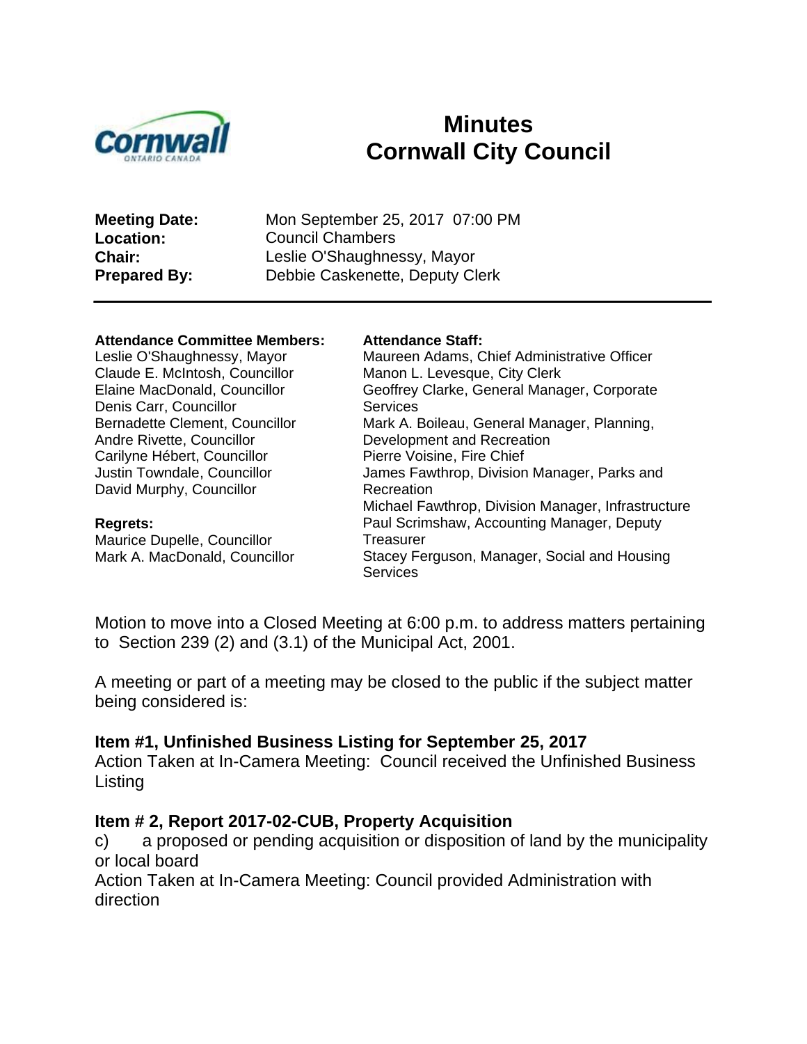# Minutes
# Cornwall City Council

**Meeting Date:** Mon September 25, 2017 07:00 PM
**Location:** Council Chambers
**Chair:** Leslie O'Shaughnessy, Mayor
**Prepared By:** Debbie Caskenette, Deputy Clerk

---

**Attendance Committee Members:**
Leslie O'Shaughnessy, Mayor
Claude E. McIntosh, Councillor
Elaine MacDonald, Councillor
Denis Carr, Councillor
Bernadette Clement, Councillor
Andre Rivette, Councillor
Carilyne Hébert, Councillor
Justin Towndale, Councillor
David Murphy, Councillor

**Regrets:**
Maurice Dupelle, Councillor
Mark A. MacDonald, Councillor

**Attendance Staff:**
Maureen Adams, Chief Administrative Officer
Manon L. Levesque, City Clerk
Geoffrey Clarke, General Manager, Corporate Services
Mark A. Boileau, General Manager, Planning, Development and Recreation
Pierre Voisine, Fire Chief
James Fawthrop, Division Manager, Parks and Recreation
Michael Fawthrop, Division Manager, Infrastructure
Paul Scrimshaw, Accounting Manager, Deputy Treasurer
Stacey Ferguson, Manager, Social and Housing Services

Motion to move into a Closed Meeting at 6:00 p.m. to address matters pertaining to Section 239 (2) and (3.1) of the Municipal Act, 2001.

A meeting or part of a meeting may be closed to the public if the subject matter being considered is:

**Item #1, Unfinished Business Listing for September 25, 2017**
Action Taken at In-Camera Meeting: Council received the Unfinished Business Listing

**Item # 2, Report 2017-02-CUB, Property Acquisition**
c) a proposed or pending acquisition or disposition of land by the municipality or local board
Action Taken at In-Camera Meeting: Council provided Administration with direction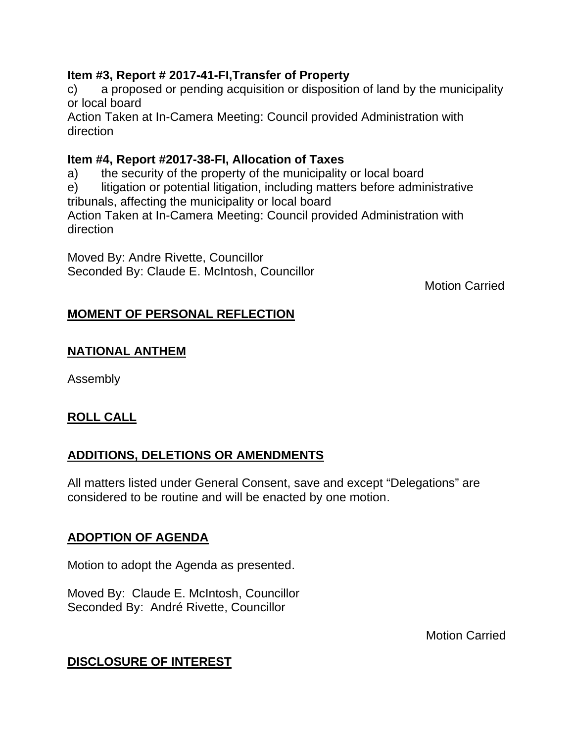**Item #3, Report # 2017-41-FI,Transfer of Property**

c) a proposed or pending acquisition or disposition of land by the municipality or local board

Action Taken at In-Camera Meeting: Council provided Administration with direction

**Item #4, Report #2017-38-FI, Allocation of Taxes**

a) the security of the property of the municipality or local board

e) litigation or potential litigation, including matters before administrative tribunals, affecting the municipality or local board

Action Taken at In-Camera Meeting: Council provided Administration with direction

Moved By: Andre Rivette, Councillor
Seconded By: Claude E. McIntosh, Councillor

Motion Carried

## MOMENT OF PERSONAL REFLECTION

## NATIONAL ANTHEM

Assembly

## ROLL CALL

## ADDITIONS, DELETIONS OR AMENDMENTS

All matters listed under General Consent, save and except "Delegations" are considered to be routine and will be enacted by one motion.

## ADOPTION OF AGENDA

Motion to adopt the Agenda as presented.

Moved By: Claude E. McIntosh, Councillor
Seconded By: André Rivette, Councillor

Motion Carried

## DISCLOSURE OF INTEREST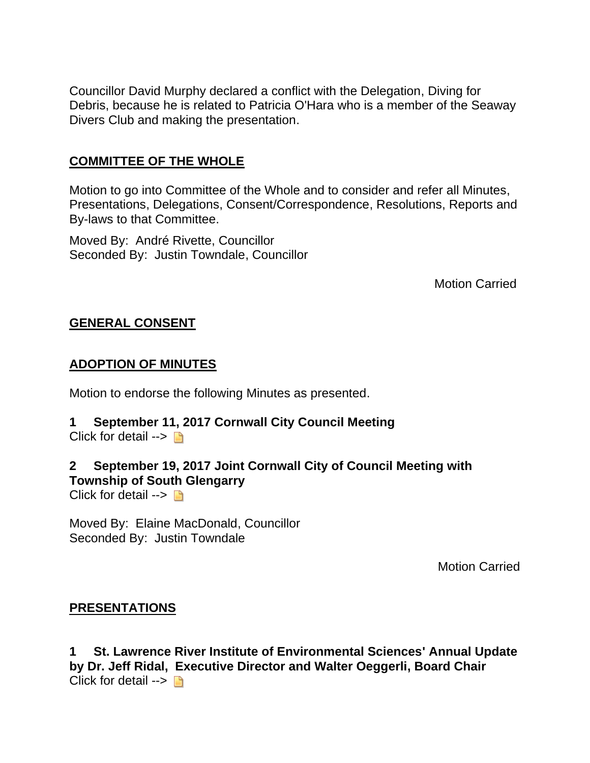Councillor David Murphy declared a conflict with the Delegation, Diving for Debris, because he is related to Patricia O'Hara who is a member of the Seaway Divers Club and making the presentation.

## COMMITTEE OF THE WHOLE

Motion to go into Committee of the Whole and to consider and refer all Minutes, Presentations, Delegations, Consent/Correspondence, Resolutions, Reports and By-laws to that Committee.

Moved By: André Rivette, Councillor
Seconded By: Justin Towndale, Councillor

Motion Carried

## GENERAL CONSENT

## ADOPTION OF MINUTES

Motion to endorse the following Minutes as presented.

**1 September 11, 2017 Cornwall City Council Meeting**
Click for detail -->

**2 September 19, 2017 Joint Cornwall City of Council Meeting with Township of South Glengarry**
Click for detail -->

Moved By: Elaine MacDonald, Councillor
Seconded By: Justin Towndale

Motion Carried

## PRESENTATIONS

**1 St. Lawrence River Institute of Environmental Sciences' Annual Update by Dr. Jeff Ridal, Executive Director and Walter Oeggerli, Board Chair**
Click for detail -->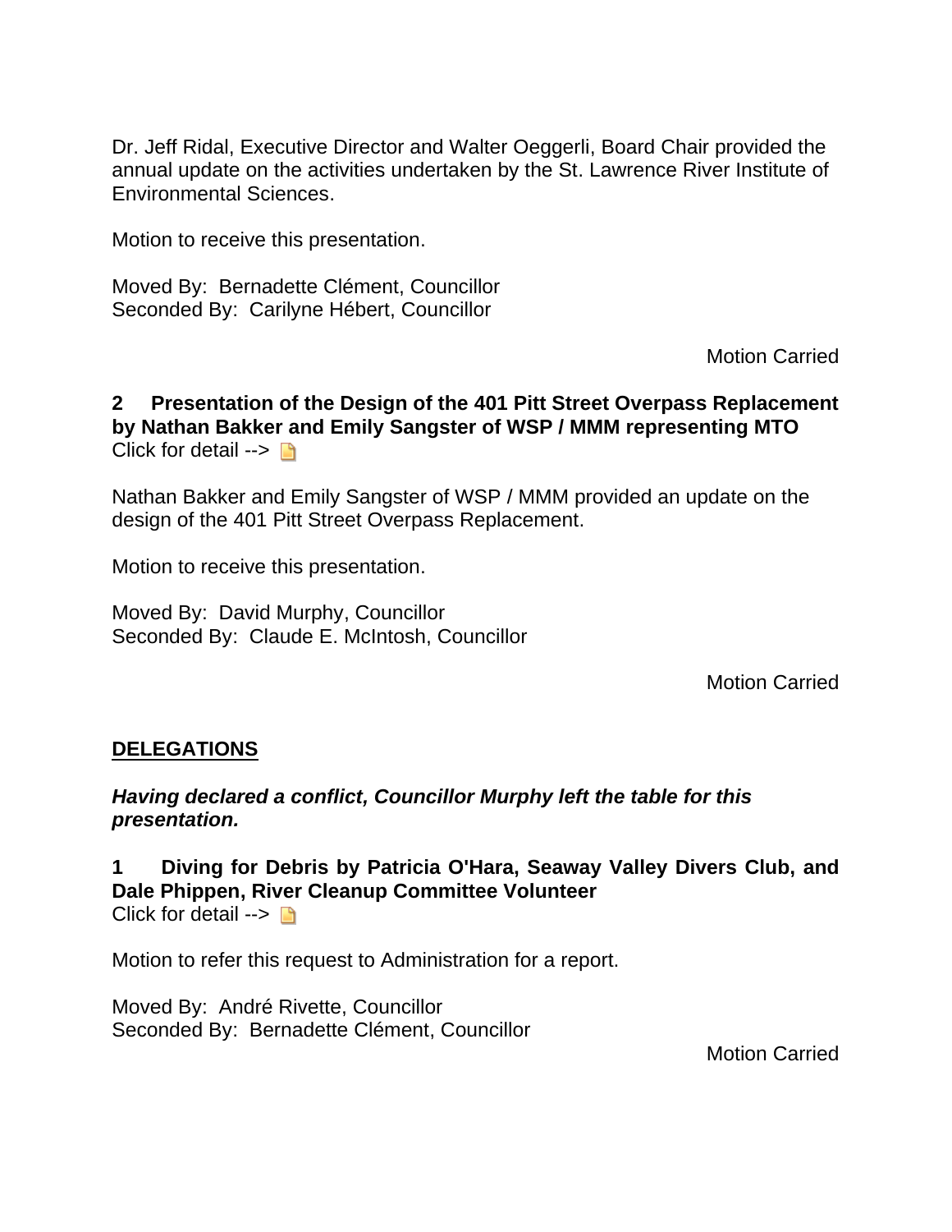Dr. Jeff Ridal, Executive Director and Walter Oeggerli, Board Chair provided the annual update on the activities undertaken by the St. Lawrence River Institute of Environmental Sciences.

Motion to receive this presentation.

Moved By: Bernadette Clément, Councillor
Seconded By: Carilyne Hébert, Councillor

Motion Carried

**2 Presentation of the Design of the 401 Pitt Street Overpass Replacement by Nathan Bakker and Emily Sangster of WSP / MMM representing MTO**
Click for detail -->

Nathan Bakker and Emily Sangster of WSP / MMM provided an update on the design of the 401 Pitt Street Overpass Replacement.

Motion to receive this presentation.

Moved By: David Murphy, Councillor
Seconded By: Claude E. McIntosh, Councillor

Motion Carried

## DELEGATIONS

***Having declared a conflict, Councillor Murphy left the table for this presentation.***

**1 Diving for Debris by Patricia O'Hara, Seaway Valley Divers Club, and Dale Phippen, River Cleanup Committee Volunteer**
Click for detail -->

Motion to refer this request to Administration for a report.

Moved By: André Rivette, Councillor
Seconded By: Bernadette Clément, Councillor

Motion Carried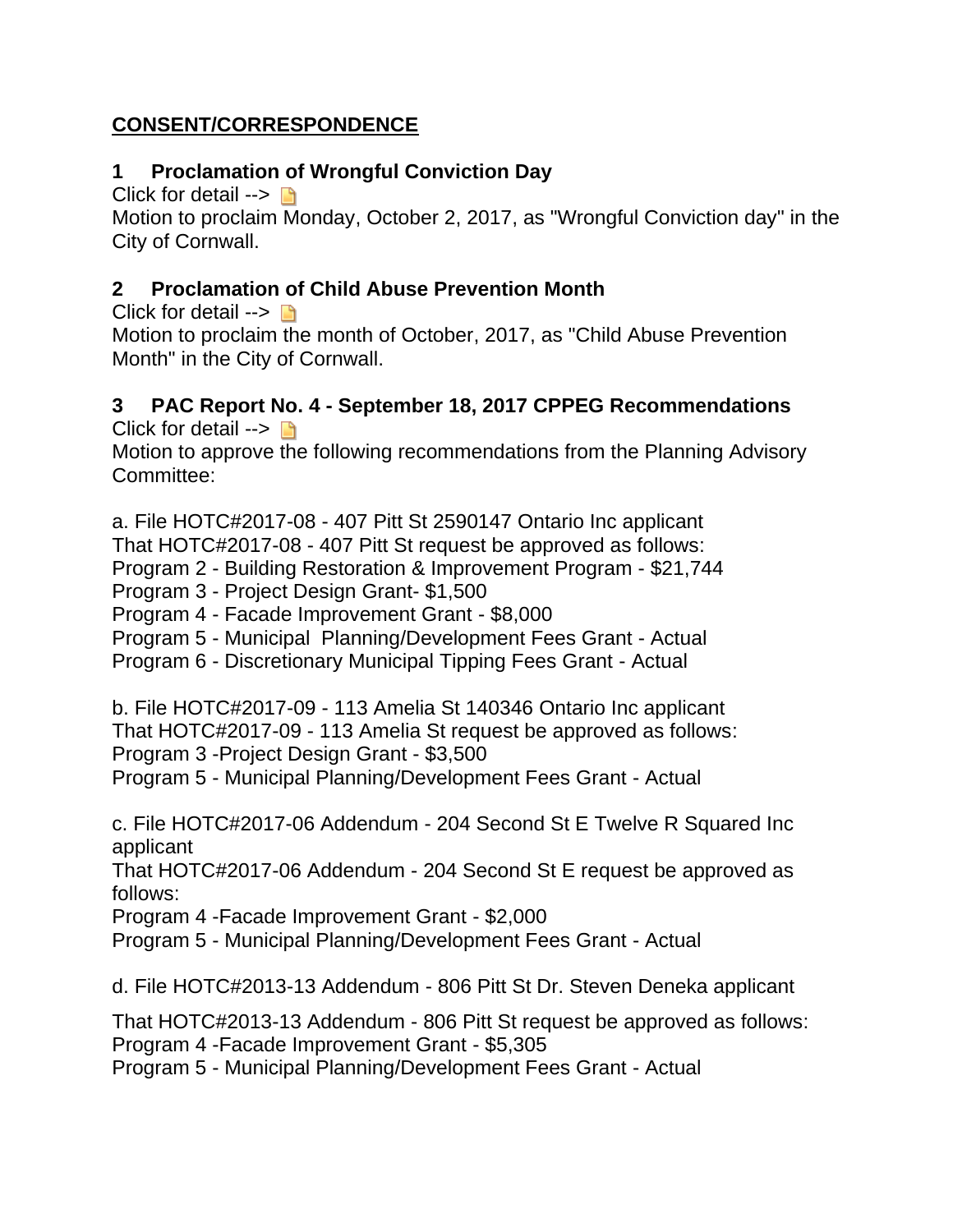## CONSENT/CORRESPONDENCE

### 1 Proclamation of Wrongful Conviction Day

Click for detail -->

Motion to proclaim Monday, October 2, 2017, as "Wrongful Conviction day" in the City of Cornwall.

### 2 Proclamation of Child Abuse Prevention Month

Click for detail -->

Motion to proclaim the month of October, 2017, as "Child Abuse Prevention Month" in the City of Cornwall.

### 3 PAC Report No. 4 - September 18, 2017 CPPEG Recommendations

Click for detail -->

Motion to approve the following recommendations from the Planning Advisory Committee:

a. File HOTC#2017-08 - 407 Pitt St 2590147 Ontario Inc applicant
That HOTC#2017-08 - 407 Pitt St request be approved as follows:
Program 2 - Building Restoration & Improvement Program - $21,744
Program 3 - Project Design Grant- $1,500
Program 4 - Facade Improvement Grant - $8,000
Program 5 - Municipal Planning/Development Fees Grant - Actual
Program 6 - Discretionary Municipal Tipping Fees Grant - Actual

b. File HOTC#2017-09 - 113 Amelia St 140346 Ontario Inc applicant
That HOTC#2017-09 - 113 Amelia St request be approved as follows:
Program 3 -Project Design Grant - $3,500
Program 5 - Municipal Planning/Development Fees Grant - Actual

c. File HOTC#2017-06 Addendum - 204 Second St E Twelve R Squared Inc applicant
That HOTC#2017-06 Addendum - 204 Second St E request be approved as follows:
Program 4 -Facade Improvement Grant - $2,000
Program 5 - Municipal Planning/Development Fees Grant - Actual

d. File HOTC#2013-13 Addendum - 806 Pitt St Dr. Steven Deneka applicant

That HOTC#2013-13 Addendum - 806 Pitt St request be approved as follows:
Program 4 -Facade Improvement Grant - $5,305
Program 5 - Municipal Planning/Development Fees Grant - Actual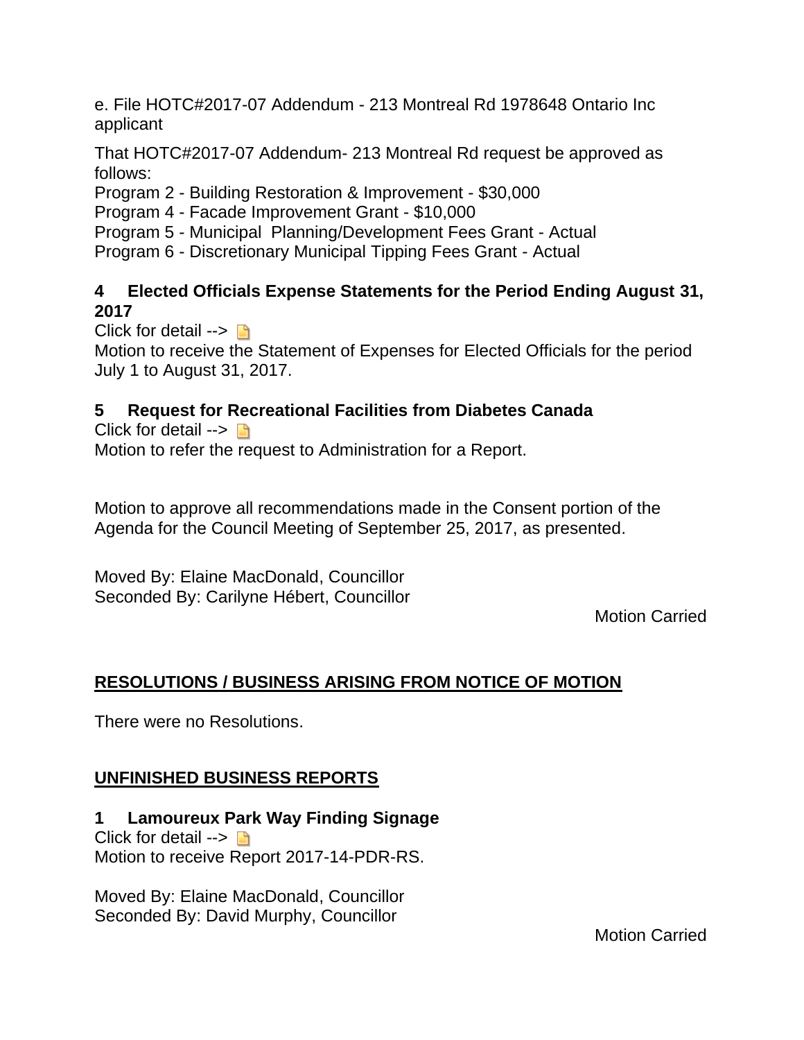e. File HOTC#2017-07 Addendum - 213 Montreal Rd 1978648 Ontario Inc applicant

That HOTC#2017-07 Addendum- 213 Montreal Rd request be approved as follows:
Program 2 - Building Restoration & Improvement - $30,000
Program 4 - Facade Improvement Grant - $10,000
Program 5 - Municipal Planning/Development Fees Grant - Actual
Program 6 - Discretionary Municipal Tipping Fees Grant - Actual

**4 Elected Officials Expense Statements for the Period Ending August 31, 2017**
Click for detail -->
Motion to receive the Statement of Expenses for Elected Officials for the period July 1 to August 31, 2017.

**5 Request for Recreational Facilities from Diabetes Canada**
Click for detail -->
Motion to refer the request to Administration for a Report.

Motion to approve all recommendations made in the Consent portion of the Agenda for the Council Meeting of September 25, 2017, as presented.

Moved By: Elaine MacDonald, Councillor
Seconded By: Carilyne Hébert, Councillor

Motion Carried

## RESOLUTIONS / BUSINESS ARISING FROM NOTICE OF MOTION

There were no Resolutions.

## UNFINISHED BUSINESS REPORTS

**1 Lamoureux Park Way Finding Signage**
Click for detail -->
Motion to receive Report 2017-14-PDR-RS.

Moved By: Elaine MacDonald, Councillor
Seconded By: David Murphy, Councillor

Motion Carried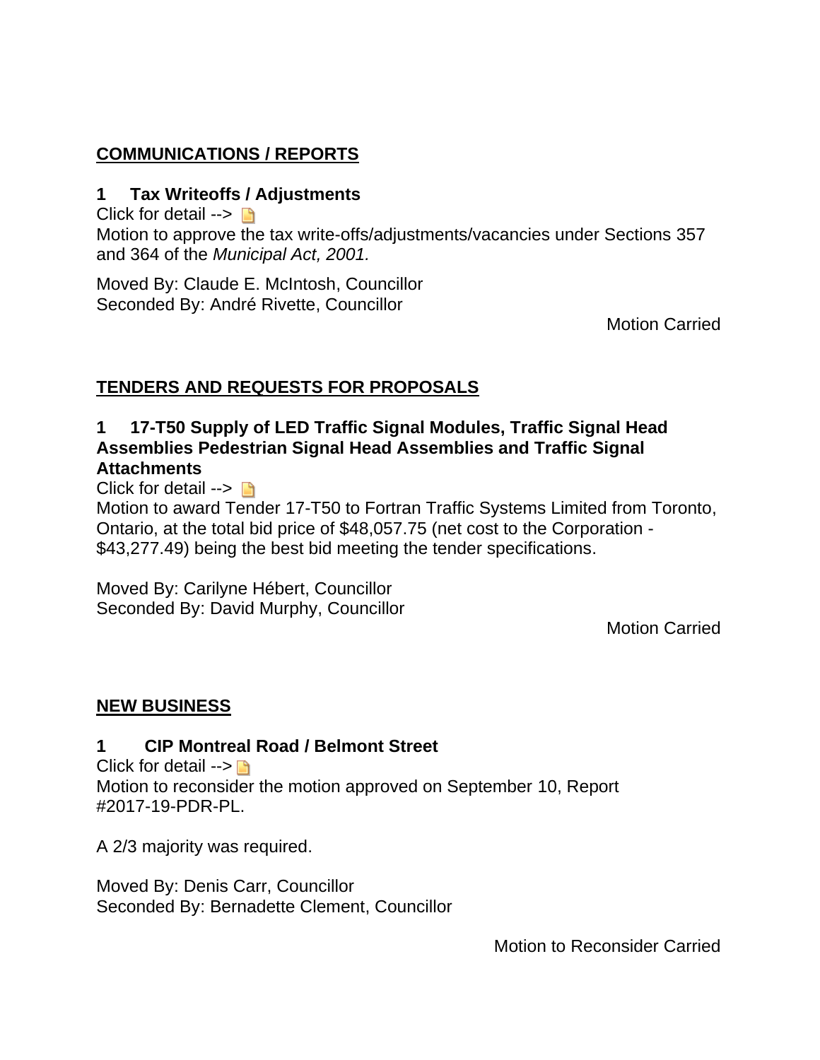## COMMUNICATIONS / REPORTS

### 1 Tax Writeoffs / Adjustments

Click for detail -->

Motion to approve the tax write-offs/adjustments/vacancies under Sections 357 and 364 of the *Municipal Act, 2001.*

Moved By: Claude E. McIntosh, Councillor
Seconded By: André Rivette, Councillor

Motion Carried

## TENDERS AND REQUESTS FOR PROPOSALS

### 1 17-T50 Supply of LED Traffic Signal Modules, Traffic Signal Head Assemblies Pedestrian Signal Head Assemblies and Traffic Signal Attachments

Click for detail -->

Motion to award Tender 17-T50 to Fortran Traffic Systems Limited from Toronto, Ontario, at the total bid price of $48,057.75 (net cost to the Corporation - $43,277.49) being the best bid meeting the tender specifications.

Moved By: Carilyne Hébert, Councillor
Seconded By: David Murphy, Councillor

Motion Carried

## NEW BUSINESS

### 1 CIP Montreal Road / Belmont Street

Click for detail -->

Motion to reconsider the motion approved on September 10, Report #2017-19-PDR-PL.

A 2/3 majority was required.

Moved By: Denis Carr, Councillor
Seconded By: Bernadette Clement, Councillor

Motion to Reconsider Carried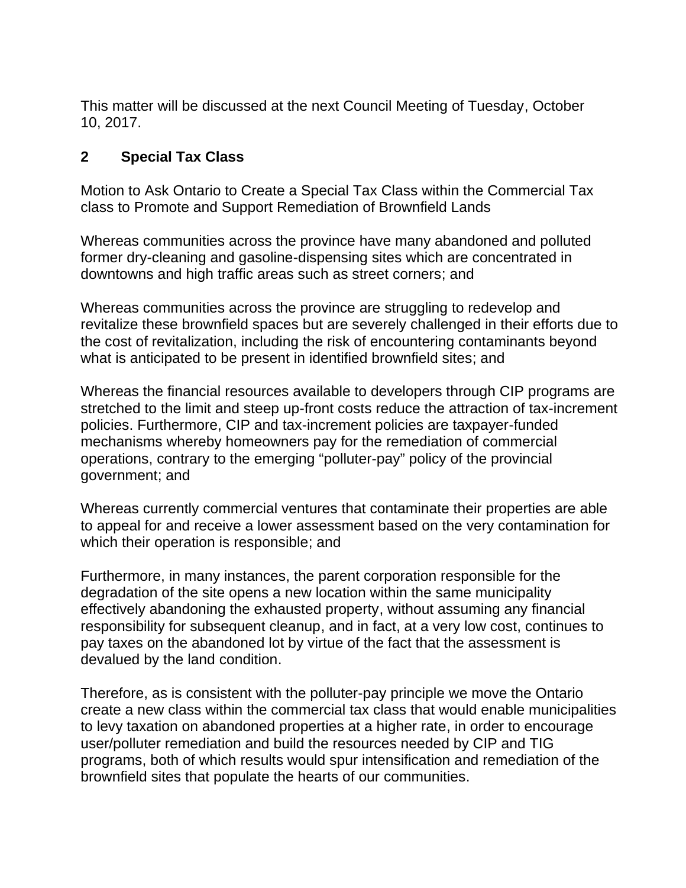This matter will be discussed at the next Council Meeting of Tuesday, October 10, 2017.

## 2 Special Tax Class

Motion to Ask Ontario to Create a Special Tax Class within the Commercial Tax class to Promote and Support Remediation of Brownfield Lands

Whereas communities across the province have many abandoned and polluted former dry-cleaning and gasoline-dispensing sites which are concentrated in downtowns and high traffic areas such as street corners; and

Whereas communities across the province are struggling to redevelop and revitalize these brownfield spaces but are severely challenged in their efforts due to the cost of revitalization, including the risk of encountering contaminants beyond what is anticipated to be present in identified brownfield sites; and

Whereas the financial resources available to developers through CIP programs are stretched to the limit and steep up-front costs reduce the attraction of tax-increment policies. Furthermore, CIP and tax-increment policies are taxpayer-funded mechanisms whereby homeowners pay for the remediation of commercial operations, contrary to the emerging "polluter-pay" policy of the provincial government; and

Whereas currently commercial ventures that contaminate their properties are able to appeal for and receive a lower assessment based on the very contamination for which their operation is responsible; and

Furthermore, in many instances, the parent corporation responsible for the degradation of the site opens a new location within the same municipality effectively abandoning the exhausted property, without assuming any financial responsibility for subsequent cleanup, and in fact, at a very low cost, continues to pay taxes on the abandoned lot by virtue of the fact that the assessment is devalued by the land condition.

Therefore, as is consistent with the polluter-pay principle we move the Ontario create a new class within the commercial tax class that would enable municipalities to levy taxation on abandoned properties at a higher rate, in order to encourage user/polluter remediation and build the resources needed by CIP and TIG programs, both of which results would spur intensification and remediation of the brownfield sites that populate the hearts of our communities.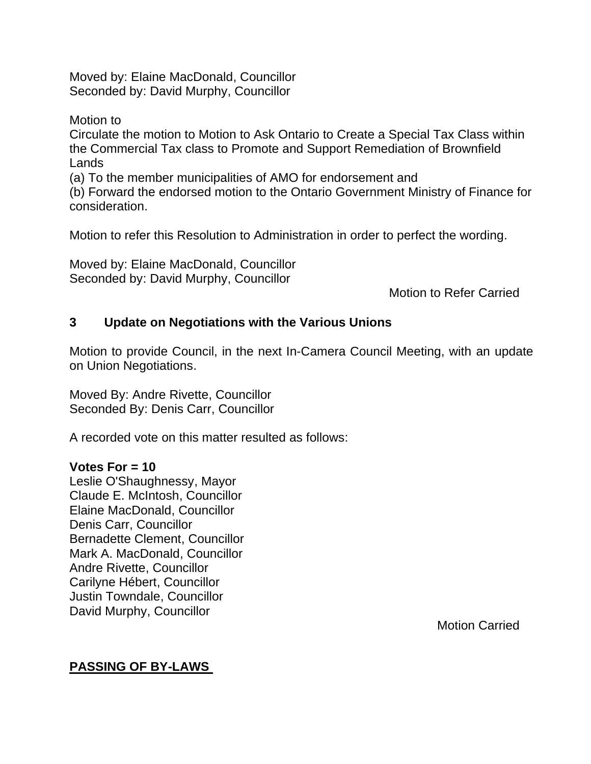Moved by: Elaine MacDonald, Councillor
Seconded by: David Murphy, Councillor

Motion to
Circulate the motion to Motion to Ask Ontario to Create a Special Tax Class within the Commercial Tax class to Promote and Support Remediation of Brownfield Lands
(a) To the member municipalities of AMO for endorsement and
(b) Forward the endorsed motion to the Ontario Government Ministry of Finance for consideration.

Motion to refer this Resolution to Administration in order to perfect the wording.

Moved by: Elaine MacDonald, Councillor
Seconded by: David Murphy, Councillor

Motion to Refer Carried

### 3 Update on Negotiations with the Various Unions

Motion to provide Council, in the next In-Camera Council Meeting, with an update on Union Negotiations.

Moved By: Andre Rivette, Councillor
Seconded By: Denis Carr, Councillor

A recorded vote on this matter resulted as follows:

**Votes For = 10**
Leslie O'Shaughnessy, Mayor
Claude E. McIntosh, Councillor
Elaine MacDonald, Councillor
Denis Carr, Councillor
Bernadette Clement, Councillor
Mark A. MacDonald, Councillor
Andre Rivette, Councillor
Carilyne Hébert, Councillor
Justin Towndale, Councillor
David Murphy, Councillor

Motion Carried

## PASSING OF BY-LAWS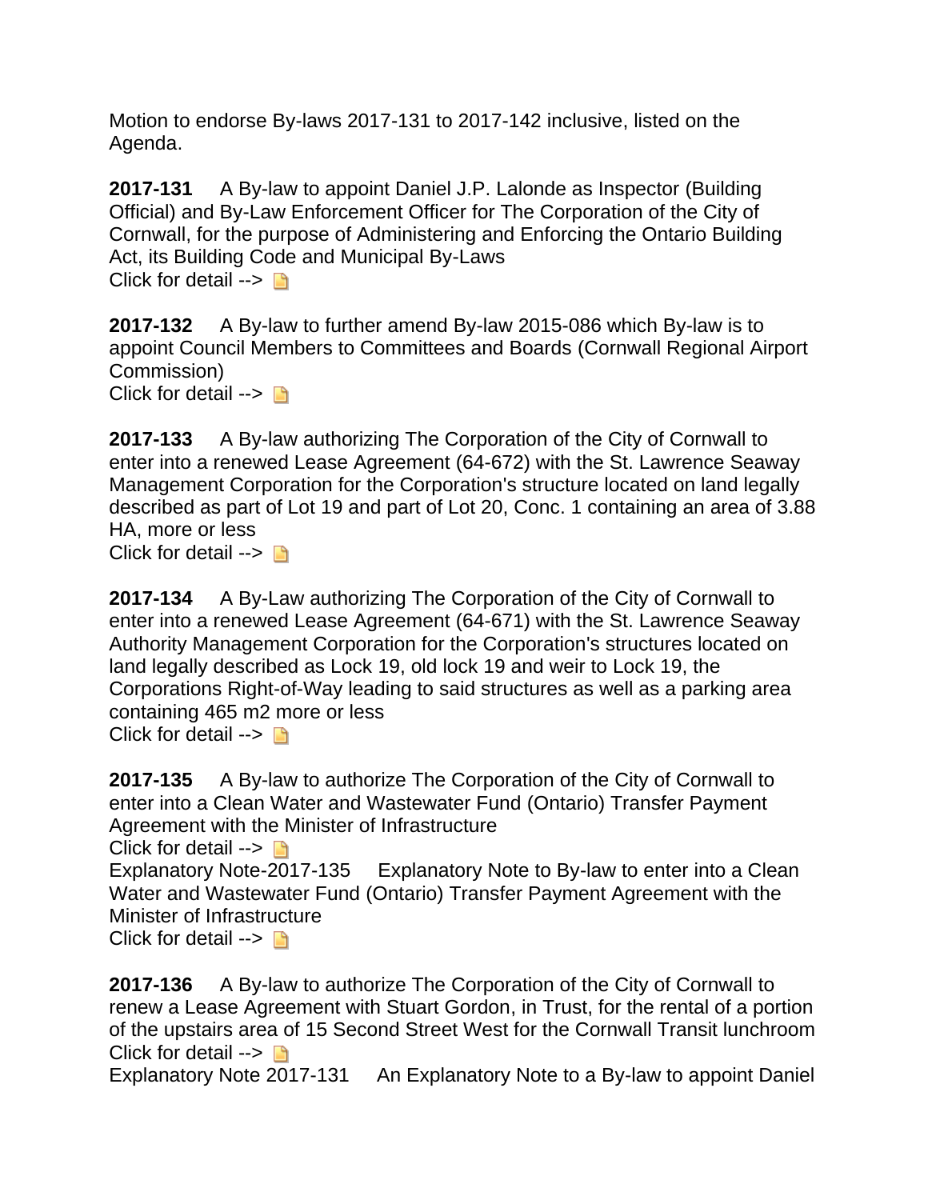Motion to endorse By-laws 2017-131 to 2017-142 inclusive, listed on the Agenda.

**2017-131** A By-law to appoint Daniel J.P. Lalonde as Inspector (Building Official) and By-Law Enforcement Officer for The Corporation of the City of Cornwall, for the purpose of Administering and Enforcing the Ontario Building Act, its Building Code and Municipal By-Laws
Click for detail -->

**2017-132** A By-law to further amend By-law 2015-086 which By-law is to appoint Council Members to Committees and Boards (Cornwall Regional Airport Commission)
Click for detail -->

**2017-133** A By-law authorizing The Corporation of the City of Cornwall to enter into a renewed Lease Agreement (64-672) with the St. Lawrence Seaway Management Corporation for the Corporation's structure located on land legally described as part of Lot 19 and part of Lot 20, Conc. 1 containing an area of 3.88 HA, more or less
Click for detail -->

**2017-134** A By-Law authorizing The Corporation of the City of Cornwall to enter into a renewed Lease Agreement (64-671) with the St. Lawrence Seaway Authority Management Corporation for the Corporation's structures located on land legally described as Lock 19, old lock 19 and weir to Lock 19, the Corporations Right-of-Way leading to said structures as well as a parking area containing 465 m2 more or less
Click for detail -->

**2017-135** A By-law to authorize The Corporation of the City of Cornwall to enter into a Clean Water and Wastewater Fund (Ontario) Transfer Payment Agreement with the Minister of Infrastructure
Click for detail -->
Explanatory Note-2017-135 Explanatory Note to By-law to enter into a Clean Water and Wastewater Fund (Ontario) Transfer Payment Agreement with the Minister of Infrastructure
Click for detail -->

**2017-136** A By-law to authorize The Corporation of the City of Cornwall to renew a Lease Agreement with Stuart Gordon, in Trust, for the rental of a portion of the upstairs area of 15 Second Street West for the Cornwall Transit lunchroom
Click for detail -->
Explanatory Note 2017-131 An Explanatory Note to a By-law to appoint Daniel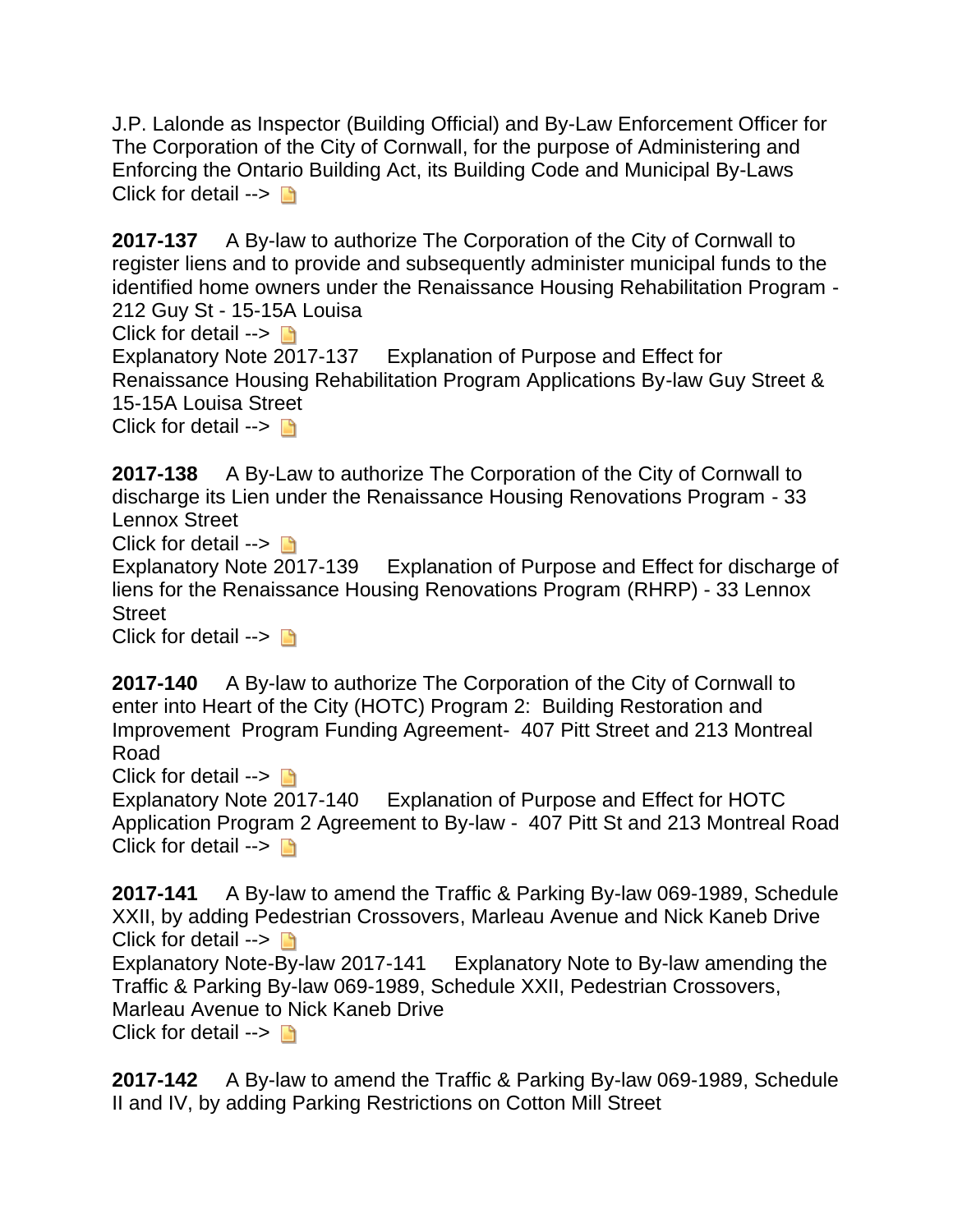J.P. Lalonde as Inspector (Building Official) and By-Law Enforcement Officer for The Corporation of the City of Cornwall, for the purpose of Administering and Enforcing the Ontario Building Act, its Building Code and Municipal By-Laws
Click for detail -->

**2017-137** A By-law to authorize The Corporation of the City of Cornwall to register liens and to provide and subsequently administer municipal funds to the identified home owners under the Renaissance Housing Rehabilitation Program - 212 Guy St - 15-15A Louisa
Click for detail -->
Explanatory Note 2017-137 Explanation of Purpose and Effect for Renaissance Housing Rehabilitation Program Applications By-law Guy Street & 15-15A Louisa Street
Click for detail -->

**2017-138** A By-Law to authorize The Corporation of the City of Cornwall to discharge its Lien under the Renaissance Housing Renovations Program - 33 Lennox Street
Click for detail -->
Explanatory Note 2017-139 Explanation of Purpose and Effect for discharge of liens for the Renaissance Housing Renovations Program (RHRP) - 33 Lennox Street
Click for detail -->

**2017-140** A By-law to authorize The Corporation of the City of Cornwall to enter into Heart of the City (HOTC) Program 2: Building Restoration and Improvement Program Funding Agreement- 407 Pitt Street and 213 Montreal Road
Click for detail -->
Explanatory Note 2017-140 Explanation of Purpose and Effect for HOTC Application Program 2 Agreement to By-law - 407 Pitt St and 213 Montreal Road
Click for detail -->

**2017-141** A By-law to amend the Traffic & Parking By-law 069-1989, Schedule XXII, by adding Pedestrian Crossovers, Marleau Avenue and Nick Kaneb Drive
Click for detail -->
Explanatory Note-By-law 2017-141 Explanatory Note to By-law amending the Traffic & Parking By-law 069-1989, Schedule XXII, Pedestrian Crossovers, Marleau Avenue to Nick Kaneb Drive
Click for detail -->

**2017-142** A By-law to amend the Traffic & Parking By-law 069-1989, Schedule II and IV, by adding Parking Restrictions on Cotton Mill Street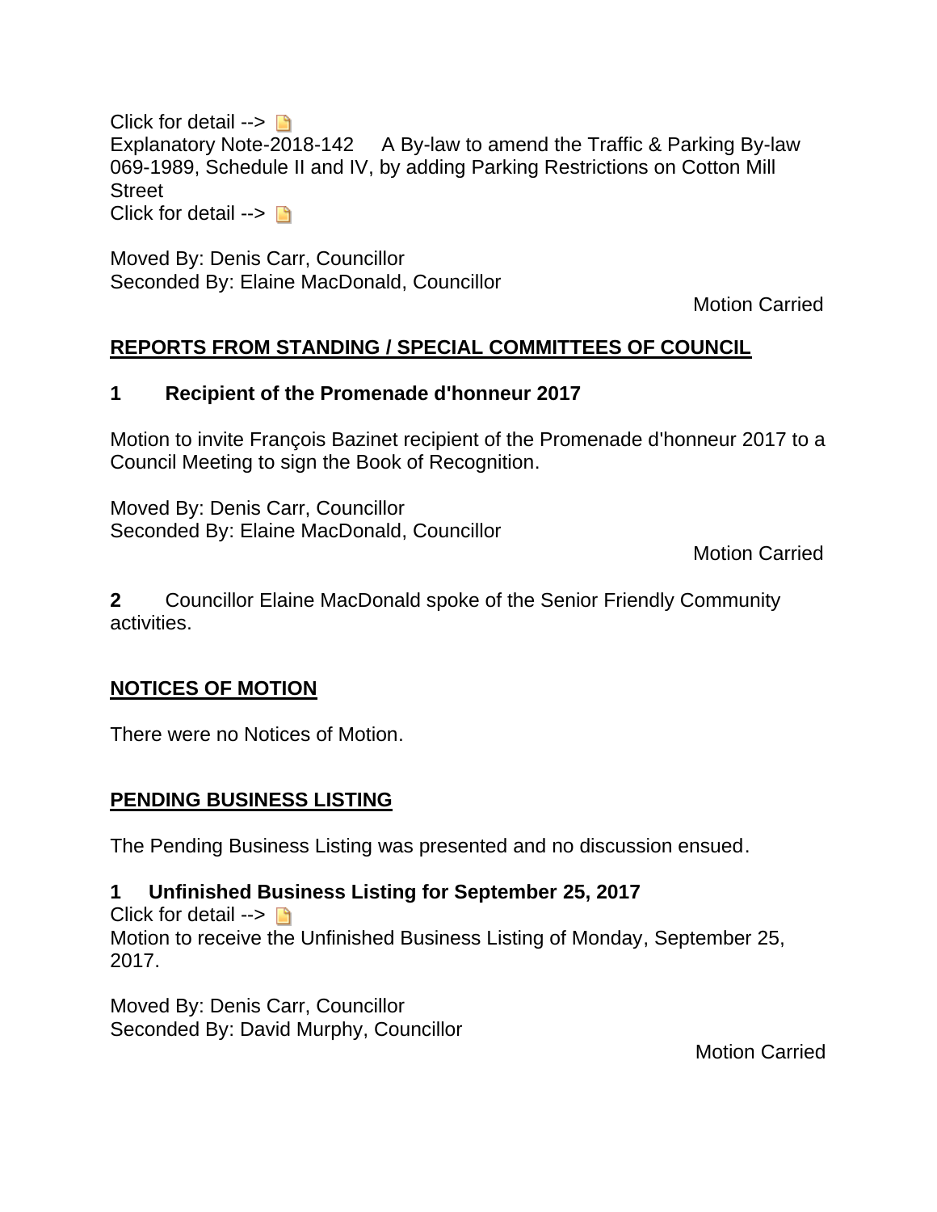Click for detail -->

Explanatory Note-2018-142 A By-law to amend the Traffic & Parking By-law 069-1989, Schedule II and IV, by adding Parking Restrictions on Cotton Mill Street

Click for detail -->

Moved By: Denis Carr, Councillor
Seconded By: Elaine MacDonald, Councillor

Motion Carried

## REPORTS FROM STANDING / SPECIAL COMMITTEES OF COUNCIL

### 1 Recipient of the Promenade d'honneur 2017

Motion to invite François Bazinet recipient of the Promenade d'honneur 2017 to a Council Meeting to sign the Book of Recognition.

Moved By: Denis Carr, Councillor
Seconded By: Elaine MacDonald, Councillor

Motion Carried

**2** Councillor Elaine MacDonald spoke of the Senior Friendly Community activities.

## NOTICES OF MOTION

There were no Notices of Motion.

## PENDING BUSINESS LISTING

The Pending Business Listing was presented and no discussion ensued.

### 1 Unfinished Business Listing for September 25, 2017

Click for detail -->

Motion to receive the Unfinished Business Listing of Monday, September 25, 2017.

Moved By: Denis Carr, Councillor
Seconded By: David Murphy, Councillor

Motion Carried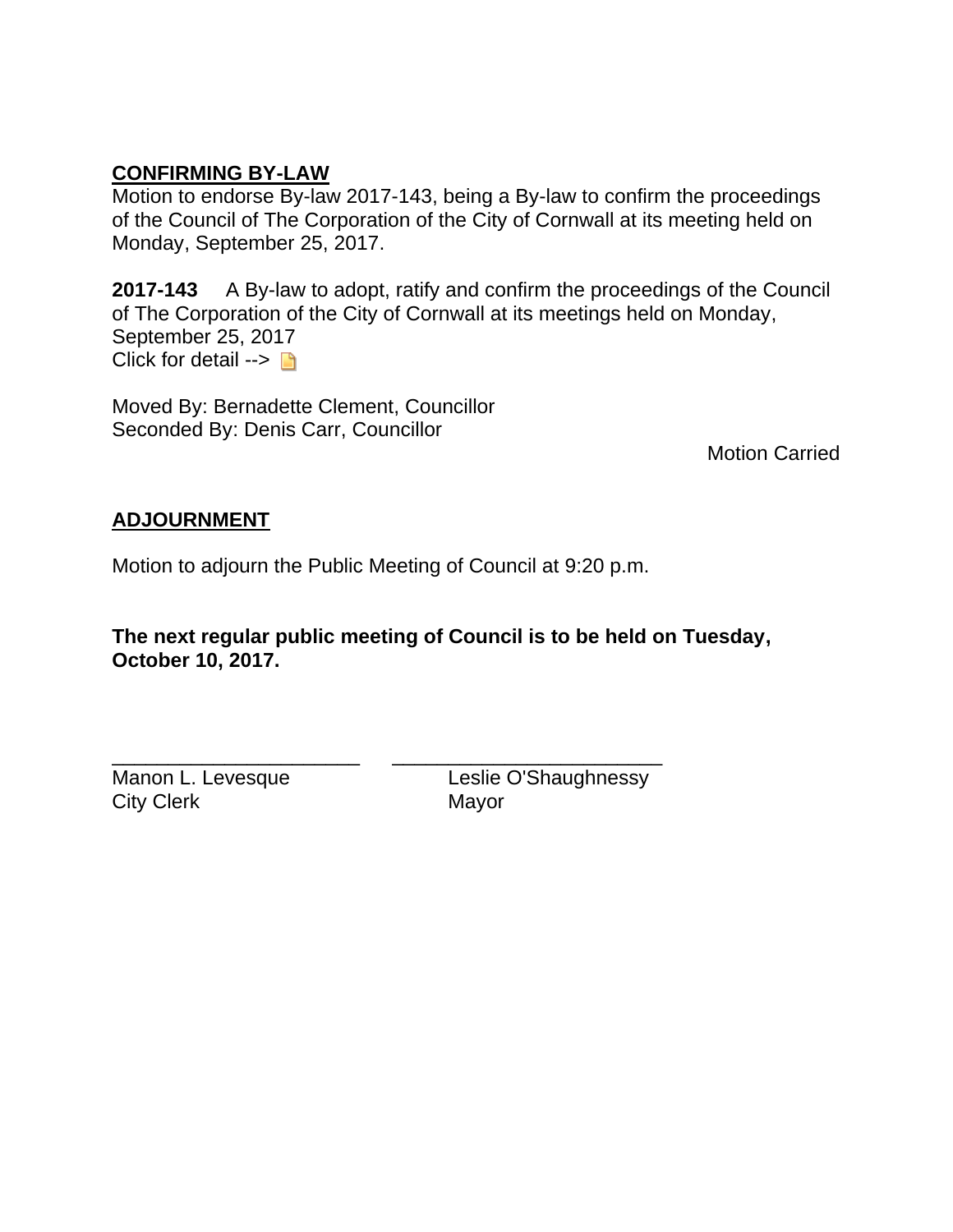**CONFIRMING BY-LAW**

Motion to endorse By-law 2017-143, being a By-law to confirm the proceedings of the Council of The Corporation of the City of Cornwall at its meeting held on Monday, September 25, 2017.

**2017-143** A By-law to adopt, ratify and confirm the proceedings of the Council of The Corporation of the City of Cornwall at its meetings held on Monday, September 25, 2017
Click for detail -->

Moved By: Bernadette Clement, Councillor
Seconded By: Denis Carr, Councillor

Motion Carried

**ADJOURNMENT**

Motion to adjourn the Public Meeting of Council at 9:20 p.m.

**The next regular public meeting of Council is to be held on Tuesday, October 10, 2017.**

______________________ ________________________

Manon L. Levesque — City Clerk

Leslie O'Shaughnessy — Mayor